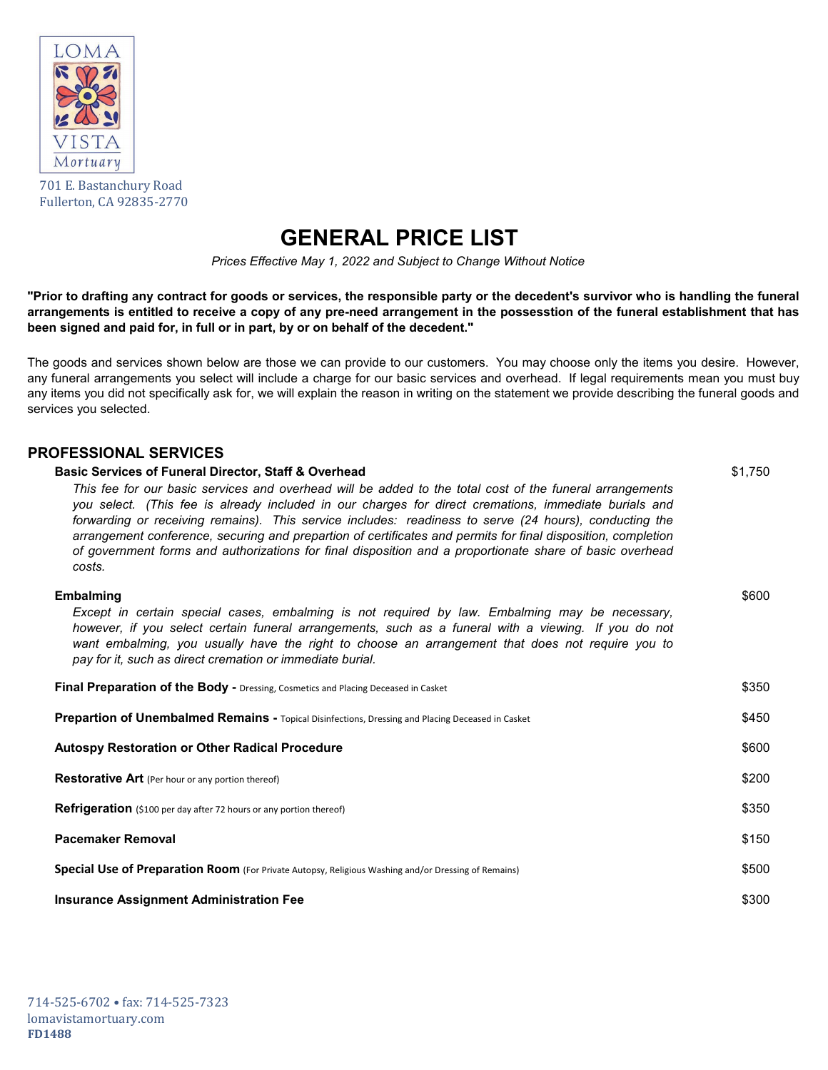LOMA VISTA Mortuary

701 E. Bastanchury Road
Fullerton, CA 92835-2770

# GENERAL PRICE LIST

*Prices Effective May 1, 2022 and Subject to Change Without Notice*

**"Prior to drafting any contract for goods or services, the responsible party or the decedent's survivor who is handling the funeral arrangements is entitled to receive a copy of any pre-need arrangement in the possesstion of the funeral establishment that has been signed and paid for, in full or in part, by or on behalf of the decedent."**

The goods and services shown below are those we can provide to our customers. You may choose only the items you desire. However, any funeral arrangements you select will include a charge for our basic services and overhead. If legal requirements mean you must buy any items you did not specifically ask for, we will explain the reason in writing on the statement we provide describing the funeral goods and services you selected.

## PROFESSIONAL SERVICES

**Basic Services of Funeral Director, Staff & Overhead** — $1,750

*This fee for our basic services and overhead will be added to the total cost of the funeral arrangements you select. (This fee is already included in our charges for direct cremations, immediate burials and forwarding or receiving remains). This service includes: readiness to serve (24 hours), conducting the arrangement conference, securing and prepartion of certificates and permits for final disposition, completion of government forms and authorizations for final disposition and a proportionate share of basic overhead costs.*

**Embalming** — $600

*Except in certain special cases, embalming is not required by law. Embalming may be necessary, however, if you select certain funeral arrangements, such as a funeral with a viewing. If you do not want embalming, you usually have the right to choose an arrangement that does not require you to pay for it, such as direct cremation or immediate burial.*

**Final Preparation of the Body -** Dressing, Cosmetics and Placing Deceased in Casket — $350

**Prepartion of Unembalmed Remains -** Topical Disinfections, Dressing and Placing Deceased in Casket — $450

**Autospy Restoration or Other Radical Procedure** — $600

**Restorative Art** (Per hour or any portion thereof) — $200

**Refrigeration** ($100 per day after 72 hours or any portion thereof) — $350

**Pacemaker Removal** — $150

**Special Use of Preparation Room** (For Private Autopsy, Religious Washing and/or Dressing of Remains) — $500

**Insurance Assignment Administration Fee** — $300

714-525-6702 • fax: 714-525-7323
lomavistamortuary.com
**FD1488**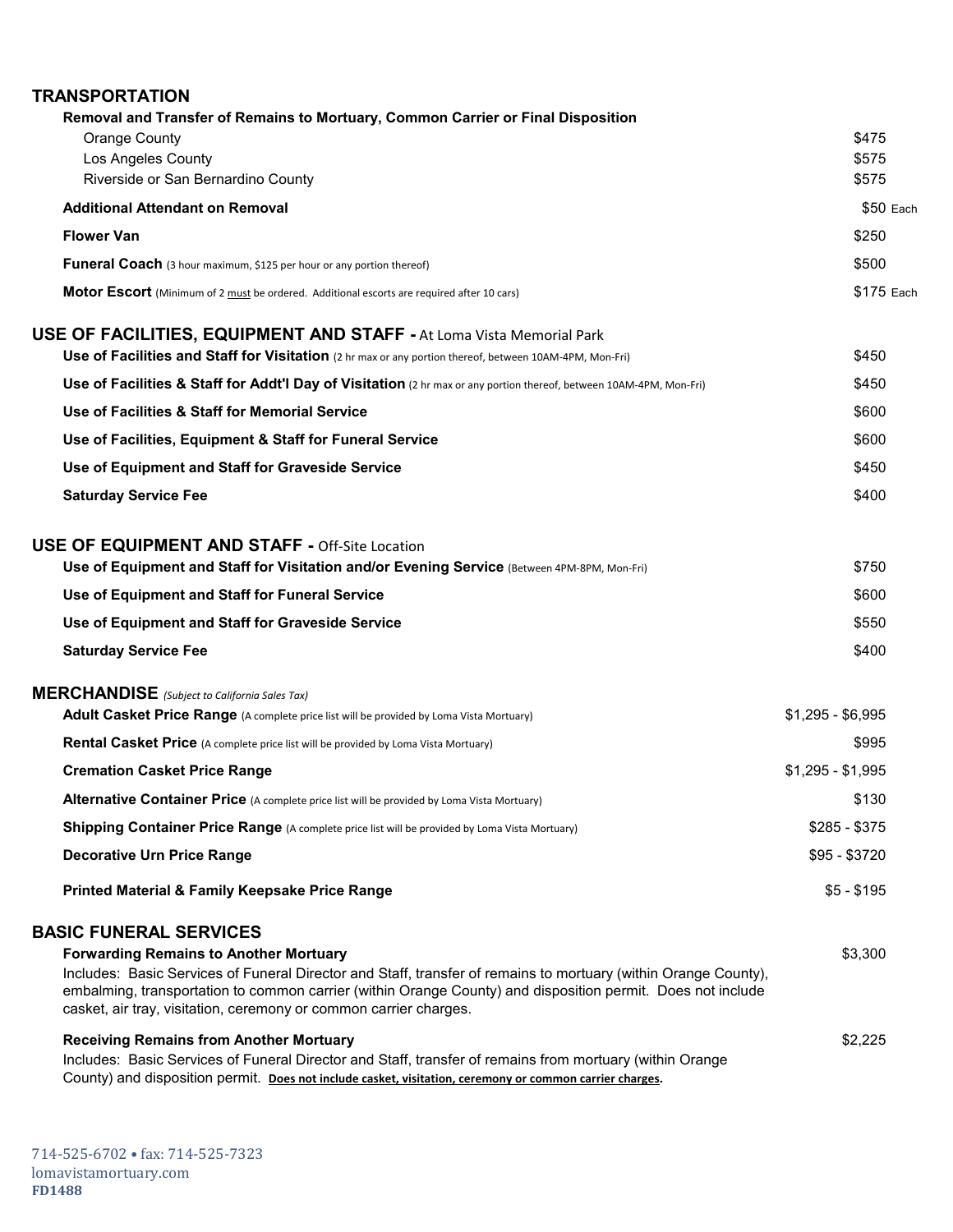## TRANSPORTATION

| Item | Price |
|---|---|
| **Removal and Transfer of Remains to Mortuary, Common Carrier or Final Disposition** | |
| Orange County | $475 |
| Los Angeles County | $575 |
| Riverside or San Bernardino County | $575 |
| **Additional Attendant on Removal** | $50 Each |
| **Flower Van** | $250 |
| **Funeral Coach** (3 hour maximum, $125 per hour or any portion thereof) | $500 |
| **Motor Escort** (Minimum of 2 must be ordered. Additional escorts are required after 10 cars) | $175 Each |

## USE OF FACILITIES, EQUIPMENT AND STAFF - At Loma Vista Memorial Park

| Item | Price |
|---|---|
| **Use of Facilities and Staff for Visitation** (2 hr max or any portion thereof, between 10AM-4PM, Mon-Fri) | $450 |
| **Use of Facilities & Staff for Addt'l Day of Visitation** (2 hr max or any portion thereof, between 10AM-4PM, Mon-Fri) | $450 |
| **Use of Facilities & Staff for Memorial Service** | $600 |
| **Use of Facilities, Equipment & Staff for Funeral Service** | $600 |
| **Use of Equipment and Staff for Graveside Service** | $450 |
| **Saturday Service Fee** | $400 |

## USE OF EQUIPMENT AND STAFF - Off-Site Location

| Item | Price |
|---|---|
| **Use of Equipment and Staff for Visitation and/or Evening Service** (Between 4PM-8PM, Mon-Fri) | $750 |
| **Use of Equipment and Staff for Funeral Service** | $600 |
| **Use of Equipment and Staff for Graveside Service** | $550 |
| **Saturday Service Fee** | $400 |

## MERCHANDISE *(Subject to California Sales Tax)*

| Item | Price |
|---|---|
| **Adult Casket Price Range** (A complete price list will be provided by Loma Vista Mortuary) | $1,295 - $6,995 |
| **Rental Casket Price** (A complete price list will be provided by Loma Vista Mortuary) | $995 |
| **Cremation Casket Price Range** | $1,295 - $1,995 |
| **Alternative Container Price** (A complete price list will be provided by Loma Vista Mortuary) | $130 |
| **Shipping Container Price Range** (A complete price list will be provided by Loma Vista Mortuary) | $285 - $375 |
| **Decorative Urn Price Range** | $95 - $3720 |
| **Printed Material & Family Keepsake Price Range** | $5 - $195 |

## BASIC FUNERAL SERVICES

**Forwarding Remains to Another Mortuary** — $3,300

Includes: Basic Services of Funeral Director and Staff, transfer of remains to mortuary (within Orange County), embalming, transportation to common carrier (within Orange County) and disposition permit. Does not include casket, air tray, visitation, ceremony or common carrier charges.

**Receiving Remains from Another Mortuary** — $2,225

Includes: Basic Services of Funeral Director and Staff, transfer of remains from mortuary (within Orange County) and disposition permit. **Does not include casket, visitation, ceremony or common carrier charges.**

714-525-6702 • fax: 714-525-7323
lomavistamortuary.com
**FD1488**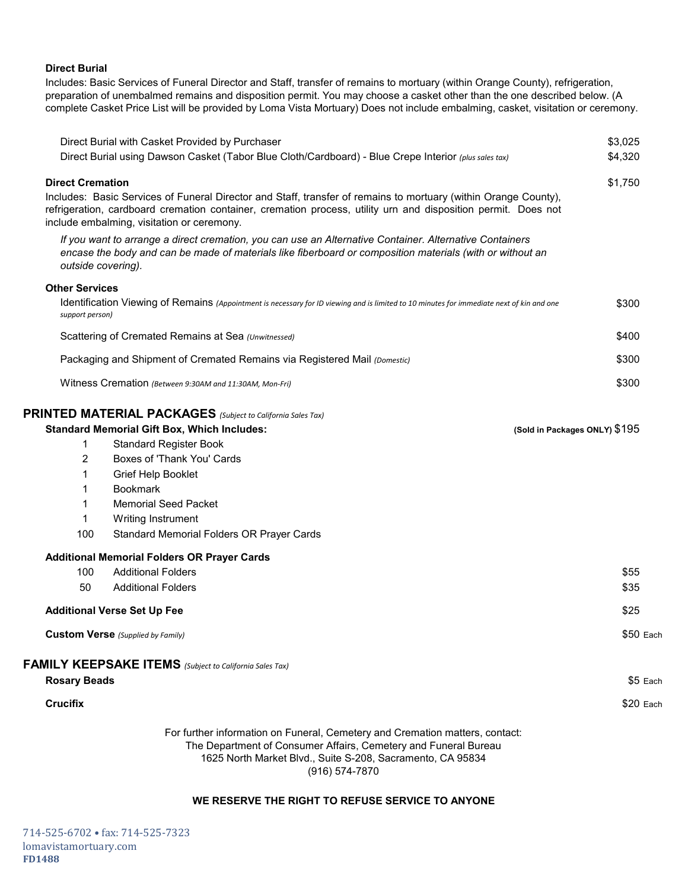**Direct Burial**

Includes: Basic Services of Funeral Director and Staff, transfer of remains to mortuary (within Orange County), refrigeration, preparation of unembalmed remains and disposition permit. You may choose a casket other than the one described below. (A complete Casket Price List will be provided by Loma Vista Mortuary) Does not include embalming, casket, visitation or ceremony.

| | |
|---|---|
| Direct Burial with Casket Provided by Purchaser | $3,025 |
| Direct Burial using Dawson Casket (Tabor Blue Cloth/Cardboard) - Blue Crepe Interior *(plus sales tax)* | $4,320 |

**Direct Cremation** — $1,750

Includes: Basic Services of Funeral Director and Staff, transfer of remains to mortuary (within Orange County), refrigeration, cardboard cremation container, cremation process, utility urn and disposition permit. Does not include embalming, visitation or ceremony.

*If you want to arrange a direct cremation, you can use an Alternative Container. Alternative Containers encase the body and can be made of materials like fiberboard or composition materials (with or without an outside covering).*

**Other Services**

| | |
|---|---|
| Identification Viewing of Remains *(Appointment is necessary for ID viewing and is limited to 10 minutes for immediate next of kin and one support person)* | $300 |
| Scattering of Cremated Remains at Sea *(Unwitnessed)* | $400 |
| Packaging and Shipment of Cremated Remains via Registered Mail *(Domestic)* | $300 |
| Witness Cremation *(Between 9:30AM and 11:30AM, Mon-Fri)* | $300 |

## PRINTED MATERIAL PACKAGES *(Subject to California Sales Tax)*

**Standard Memorial Gift Box, Which Includes:** — **(Sold in Packages ONLY)** $195

| | |
|---|---|
| 1 | Standard Register Book |
| 2 | Boxes of 'Thank You' Cards |
| 1 | Grief Help Booklet |
| 1 | Bookmark |
| 1 | Memorial Seed Packet |
| 1 | Writing Instrument |
| 100 | Standard Memorial Folders OR Prayer Cards |

**Additional Memorial Folders OR Prayer Cards**

| | | |
|---|---|---|
| 100 | Additional Folders | $55 |
| 50 | Additional Folders | $35 |

**Additional Verse Set Up Fee** — $25

**Custom Verse** *(Supplied by Family)* — $50 Each

## FAMILY KEEPSAKE ITEMS *(Subject to California Sales Tax)*

**Rosary Beads** — $5 Each

**Crucifix** — $20 Each

For further information on Funeral, Cemetery and Cremation matters, contact:
The Department of Consumer Affairs, Cemetery and Funeral Bureau
1625 North Market Blvd., Suite S-208, Sacramento, CA 95834
(916) 574-7870

**WE RESERVE THE RIGHT TO REFUSE SERVICE TO ANYONE**

714-525-6702 • fax: 714-525-7323
lomavistamortuary.com
**FD1488**